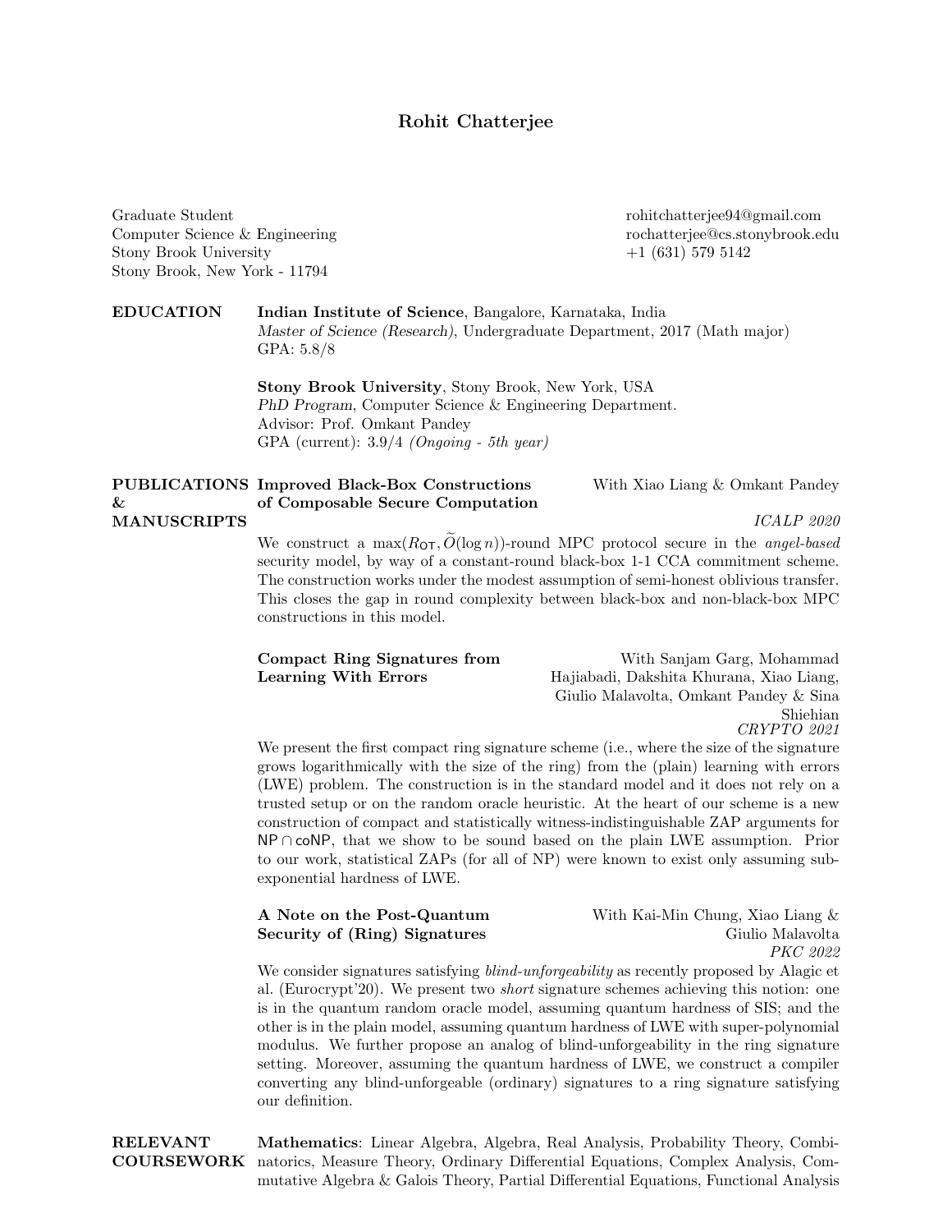# Rohit Chatterjee

Graduate Student
Computer Science & Engineering
Stony Brook University
Stony Brook, New York - 11794

rohitchatterjee94@gmail.com
rochatterjee@cs.stonybrook.edu
+1 (631) 579 5142

## EDUCATION

**Indian Institute of Science**, Bangalore, Karnataka, India
*Master of Science (Research)*, Undergraduate Department, 2017 (Math major)
GPA: 5.8/8

**Stony Brook University**, Stony Brook, New York, USA
*PhD Program*, Computer Science & Engineering Department.
Advisor: Prof. Omkant Pandey
GPA (current): 3.9/4 *(Ongoing - 5th year)*

## PUBLICATIONS & MANUSCRIPTS

**Improved Black-Box Constructions of Composable Secure Computation** — With Xiao Liang & Omkant Pandey
*ICALP 2020*

We construct a $\max(R_{\mathsf{OT}}, \widetilde{O}(\log n))$-round MPC protocol secure in the *angel-based* security model, by way of a constant-round black-box 1-1 CCA commitment scheme. The construction works under the modest assumption of semi-honest oblivious transfer. This closes the gap in round complexity between black-box and non-black-box MPC constructions in this model.

**Compact Ring Signatures from Learning With Errors** — With Sanjam Garg, Mohammad Hajiabadi, Dakshita Khurana, Xiao Liang, Giulio Malavolta, Omkant Pandey & Sina Shiehian
*CRYPTO 2021*

We present the first compact ring signature scheme (i.e., where the size of the signature grows logarithmically with the size of the ring) from the (plain) learning with errors (LWE) problem. The construction is in the standard model and it does not rely on a trusted setup or on the random oracle heuristic. At the heart of our scheme is a new construction of compact and statistically witness-indistinguishable ZAP arguments for $\mathsf{NP} \cap \mathsf{coNP}$, that we show to be sound based on the plain LWE assumption. Prior to our work, statistical ZAPs (for all of NP) were known to exist only assuming sub-exponential hardness of LWE.

**A Note on the Post-Quantum Security of (Ring) Signatures** — With Kai-Min Chung, Xiao Liang & Giulio Malavolta
*PKC 2022*

We consider signatures satisfying *blind-unforgeability* as recently proposed by Alagic et al. (Eurocrypt'20). We present two *short* signature schemes achieving this notion: one is in the quantum random oracle model, assuming quantum hardness of SIS; and the other is in the plain model, assuming quantum hardness of LWE with super-polynomial modulus. We further propose an analog of blind-unforgeability in the ring signature setting. Moreover, assuming the quantum hardness of LWE, we construct a compiler converting any blind-unforgeable (ordinary) signatures to a ring signature satisfying our definition.

## RELEVANT COURSEWORK

**Mathematics**: Linear Algebra, Algebra, Real Analysis, Probability Theory, Combinatorics, Measure Theory, Ordinary Differential Equations, Complex Analysis, Commutative Algebra & Galois Theory, Partial Differential Equations, Functional Analysis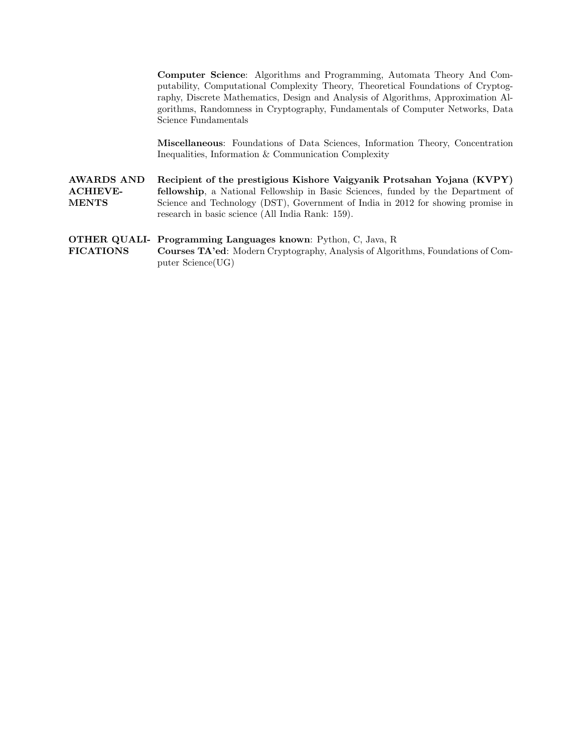**Computer Science**: Algorithms and Programming, Automata Theory And Computability, Computational Complexity Theory, Theoretical Foundations of Cryptography, Discrete Mathematics, Design and Analysis of Algorithms, Approximation Algorithms, Randomness in Cryptography, Fundamentals of Computer Networks, Data Science Fundamentals

**Miscellaneous**: Foundations of Data Sciences, Information Theory, Concentration Inequalities, Information & Communication Complexity

## AWARDS AND ACHIEVEMENTS

**Recipient of the prestigious Kishore Vaigyanik Protsahan Yojana (KVPY) fellowship**, a National Fellowship in Basic Sciences, funded by the Department of Science and Technology (DST), Government of India in 2012 for showing promise in research in basic science (All India Rank: 159).

## OTHER QUALIFICATIONS

**Programming Languages known**: Python, C, Java, R
**Courses TA'ed**: Modern Cryptography, Analysis of Algorithms, Foundations of Computer Science(UG)